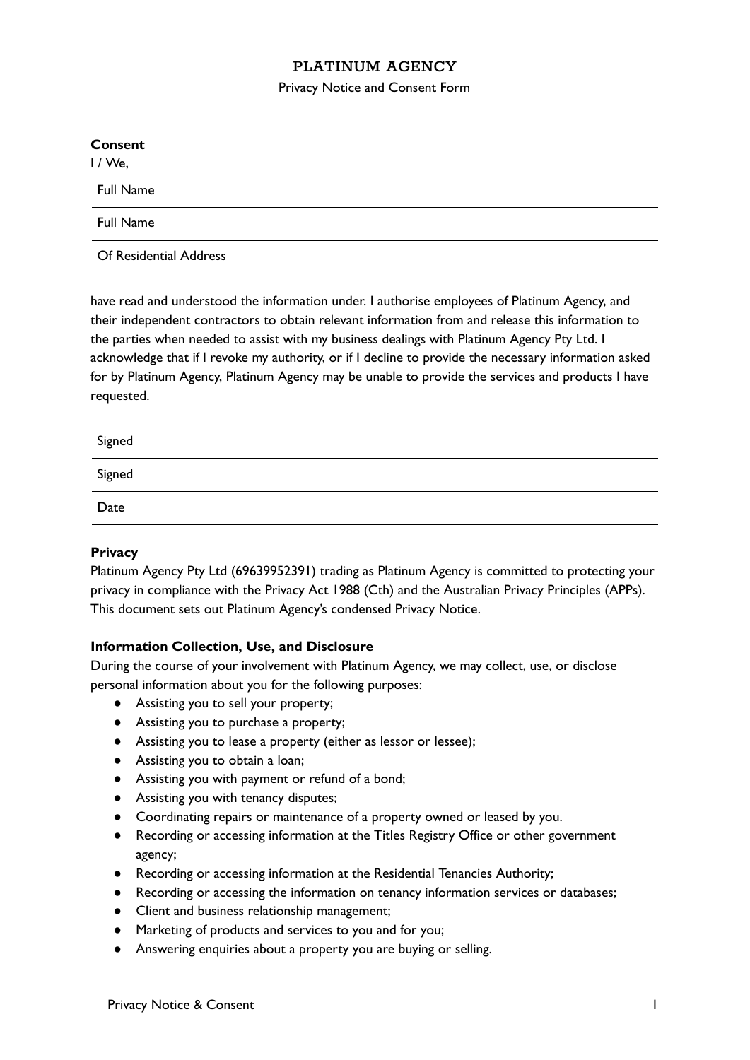# PLATINUM AGENCY

Privacy Notice and Consent Form

**Consent**

I / We,

Full Name

---

Full Name

---

Of Residential Address

---

have read and understood the information under. I authorise employees of Platinum Agency, and their independent contractors to obtain relevant information from and release this information to the parties when needed to assist with my business dealings with Platinum Agency Pty Ltd. I acknowledge that if I revoke my authority, or if I decline to provide the necessary information asked for by Platinum Agency, Platinum Agency may be unable to provide the services and products I have requested.

Signed

---

Signed

---

Date

---

**Privacy**

Platinum Agency Pty Ltd (69639952391) trading as Platinum Agency is committed to protecting your privacy in compliance with the Privacy Act 1988 (Cth) and the Australian Privacy Principles (APPs). This document sets out Platinum Agency's condensed Privacy Notice.

**Information Collection, Use, and Disclosure**

During the course of your involvement with Platinum Agency, we may collect, use, or disclose personal information about you for the following purposes:

- Assisting you to sell your property;
- Assisting you to purchase a property;
- Assisting you to lease a property (either as lessor or lessee);
- Assisting you to obtain a loan;
- Assisting you with payment or refund of a bond;
- Assisting you with tenancy disputes;
- Coordinating repairs or maintenance of a property owned or leased by you.
- Recording or accessing information at the Titles Registry Office or other government agency;
- Recording or accessing information at the Residential Tenancies Authority;
- Recording or accessing the information on tenancy information services or databases;
- Client and business relationship management;
- Marketing of products and services to you and for you;
- Answering enquiries about a property you are buying or selling.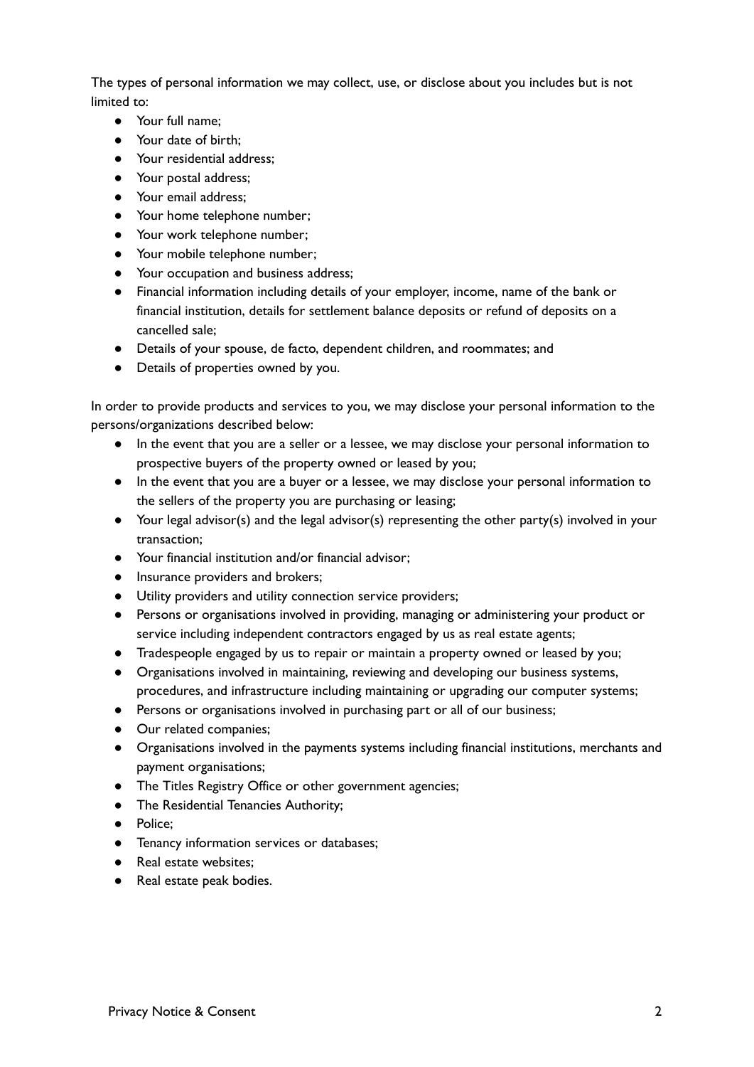The types of personal information we may collect, use, or disclose about you includes but is not limited to:

- Your full name;
- Your date of birth;
- Your residential address;
- Your postal address;
- Your email address;
- Your home telephone number;
- Your work telephone number;
- Your mobile telephone number;
- Your occupation and business address;
- Financial information including details of your employer, income, name of the bank or financial institution, details for settlement balance deposits or refund of deposits on a cancelled sale;
- Details of your spouse, de facto, dependent children, and roommates; and
- Details of properties owned by you.

In order to provide products and services to you, we may disclose your personal information to the persons/organizations described below:

- In the event that you are a seller or a lessee, we may disclose your personal information to prospective buyers of the property owned or leased by you;
- In the event that you are a buyer or a lessee, we may disclose your personal information to the sellers of the property you are purchasing or leasing;
- Your legal advisor(s) and the legal advisor(s) representing the other party(s) involved in your transaction;
- Your financial institution and/or financial advisor;
- Insurance providers and brokers;
- Utility providers and utility connection service providers;
- Persons or organisations involved in providing, managing or administering your product or service including independent contractors engaged by us as real estate agents;
- Tradespeople engaged by us to repair or maintain a property owned or leased by you;
- Organisations involved in maintaining, reviewing and developing our business systems, procedures, and infrastructure including maintaining or upgrading our computer systems;
- Persons or organisations involved in purchasing part or all of our business;
- Our related companies;
- Organisations involved in the payments systems including financial institutions, merchants and payment organisations;
- The Titles Registry Office or other government agencies;
- The Residential Tenancies Authority;
- Police;
- Tenancy information services or databases;
- Real estate websites;
- Real estate peak bodies.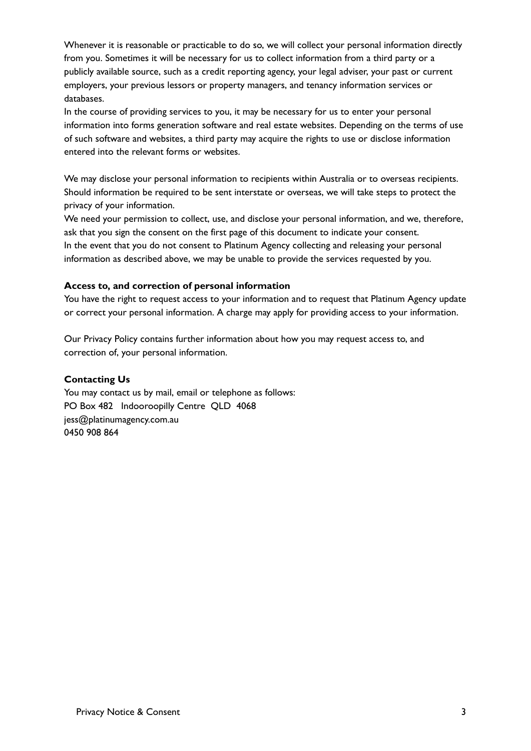Whenever it is reasonable or practicable to do so, we will collect your personal information directly from you. Sometimes it will be necessary for us to collect information from a third party or a publicly available source, such as a credit reporting agency, your legal adviser, your past or current employers, your previous lessors or property managers, and tenancy information services or databases.

In the course of providing services to you, it may be necessary for us to enter your personal information into forms generation software and real estate websites. Depending on the terms of use of such software and websites, a third party may acquire the rights to use or disclose information entered into the relevant forms or websites.

We may disclose your personal information to recipients within Australia or to overseas recipients. Should information be required to be sent interstate or overseas, we will take steps to protect the privacy of your information.

We need your permission to collect, use, and disclose your personal information, and we, therefore, ask that you sign the consent on the first page of this document to indicate your consent.

In the event that you do not consent to Platinum Agency collecting and releasing your personal information as described above, we may be unable to provide the services requested by you.

**Access to, and correction of personal information**

You have the right to request access to your information and to request that Platinum Agency update or correct your personal information. A charge may apply for providing access to your information.

Our Privacy Policy contains further information about how you may request access to, and correction of, your personal information.

**Contacting Us**

You may contact us by mail, email or telephone as follows:
PO Box 482 Indooroopilly Centre QLD 4068
jess@platinumagency.com.au
0450 908 864